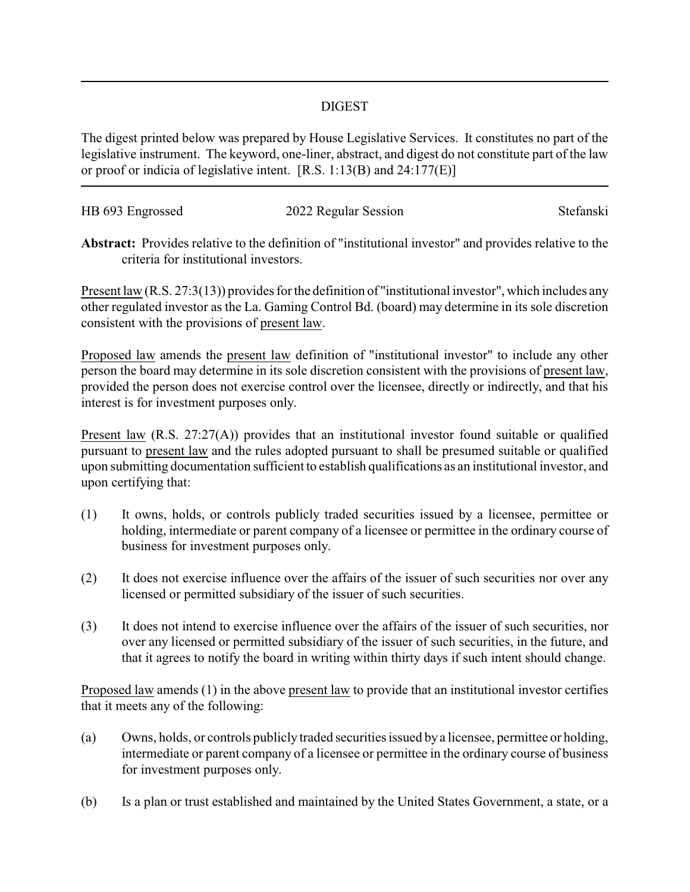# DIGEST

The digest printed below was prepared by House Legislative Services. It constitutes no part of the legislative instrument. The keyword, one-liner, abstract, and digest do not constitute part of the law or proof or indicia of legislative intent. [R.S. 1:13(B) and 24:177(E)]

| HB 693 Engrossed | 2022 Regular Session | Stefanski |
|---|---|---|

**Abstract:** Provides relative to the definition of "institutional investor" and provides relative to the criteria for institutional investors.

Present law (R.S. 27:3(13)) provides for the definition of "institutional investor", which includes any other regulated investor as the La. Gaming Control Bd. (board) may determine in its sole discretion consistent with the provisions of present law.

Proposed law amends the present law definition of "institutional investor" to include any other person the board may determine in its sole discretion consistent with the provisions of present law, provided the person does not exercise control over the licensee, directly or indirectly, and that his interest is for investment purposes only.

Present law (R.S. 27:27(A)) provides that an institutional investor found suitable or qualified pursuant to present law and the rules adopted pursuant to shall be presumed suitable or qualified upon submitting documentation sufficient to establish qualifications as an institutional investor, and upon certifying that:

(1) It owns, holds, or controls publicly traded securities issued by a licensee, permittee or holding, intermediate or parent company of a licensee or permittee in the ordinary course of business for investment purposes only.

(2) It does not exercise influence over the affairs of the issuer of such securities nor over any licensed or permitted subsidiary of the issuer of such securities.

(3) It does not intend to exercise influence over the affairs of the issuer of such securities, nor over any licensed or permitted subsidiary of the issuer of such securities, in the future, and that it agrees to notify the board in writing within thirty days if such intent should change.

Proposed law amends (1) in the above present law to provide that an institutional investor certifies that it meets any of the following:

(a) Owns, holds, or controls publicly traded securities issued by a licensee, permittee or holding, intermediate or parent company of a licensee or permittee in the ordinary course of business for investment purposes only.

(b) Is a plan or trust established and maintained by the United States Government, a state, or a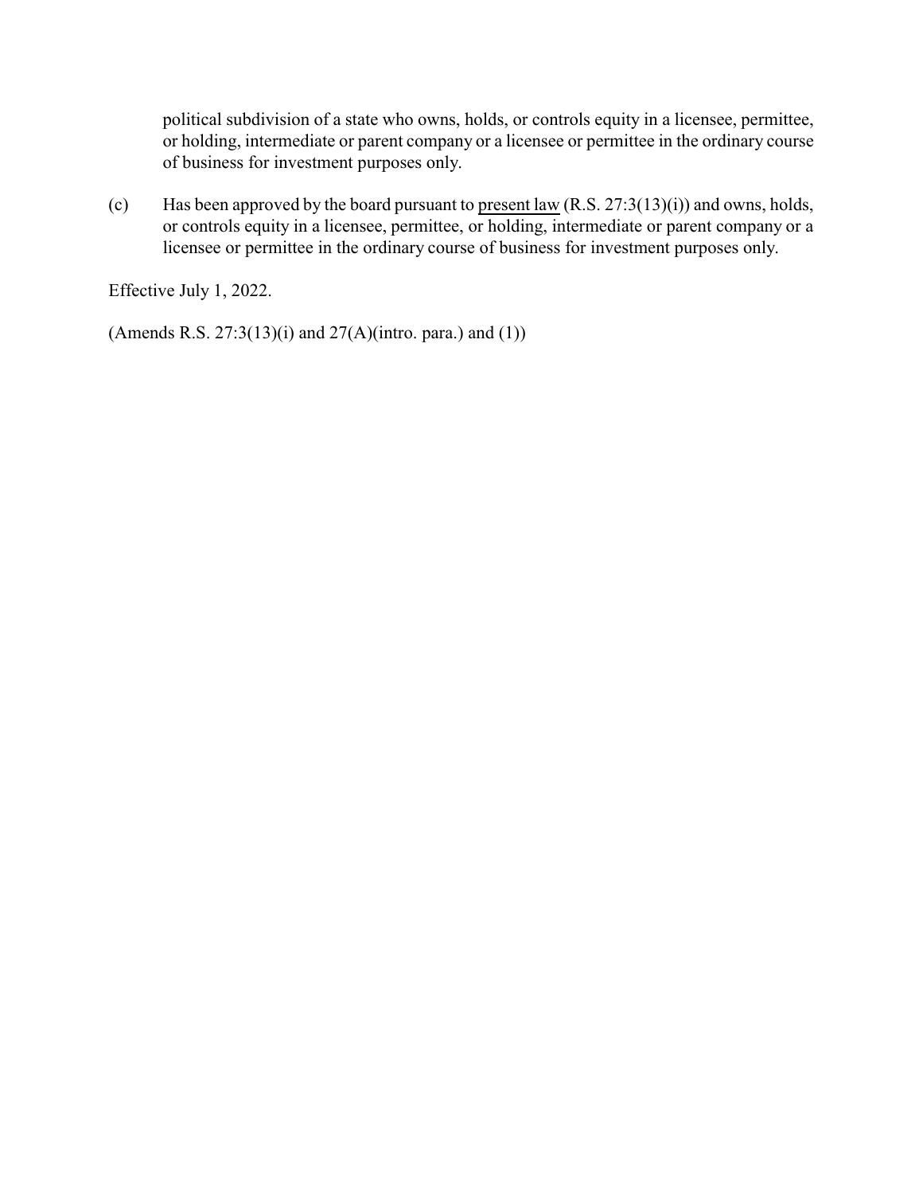political subdivision of a state who owns, holds, or controls equity in a licensee, permittee, or holding, intermediate or parent company or a licensee or permittee in the ordinary course of business for investment purposes only.

(c) Has been approved by the board pursuant to present law (R.S. 27:3(13)(i)) and owns, holds, or controls equity in a licensee, permittee, or holding, intermediate or parent company or a licensee or permittee in the ordinary course of business for investment purposes only.

Effective July 1, 2022.

(Amends R.S. 27:3(13)(i) and 27(A)(intro. para.) and (1))